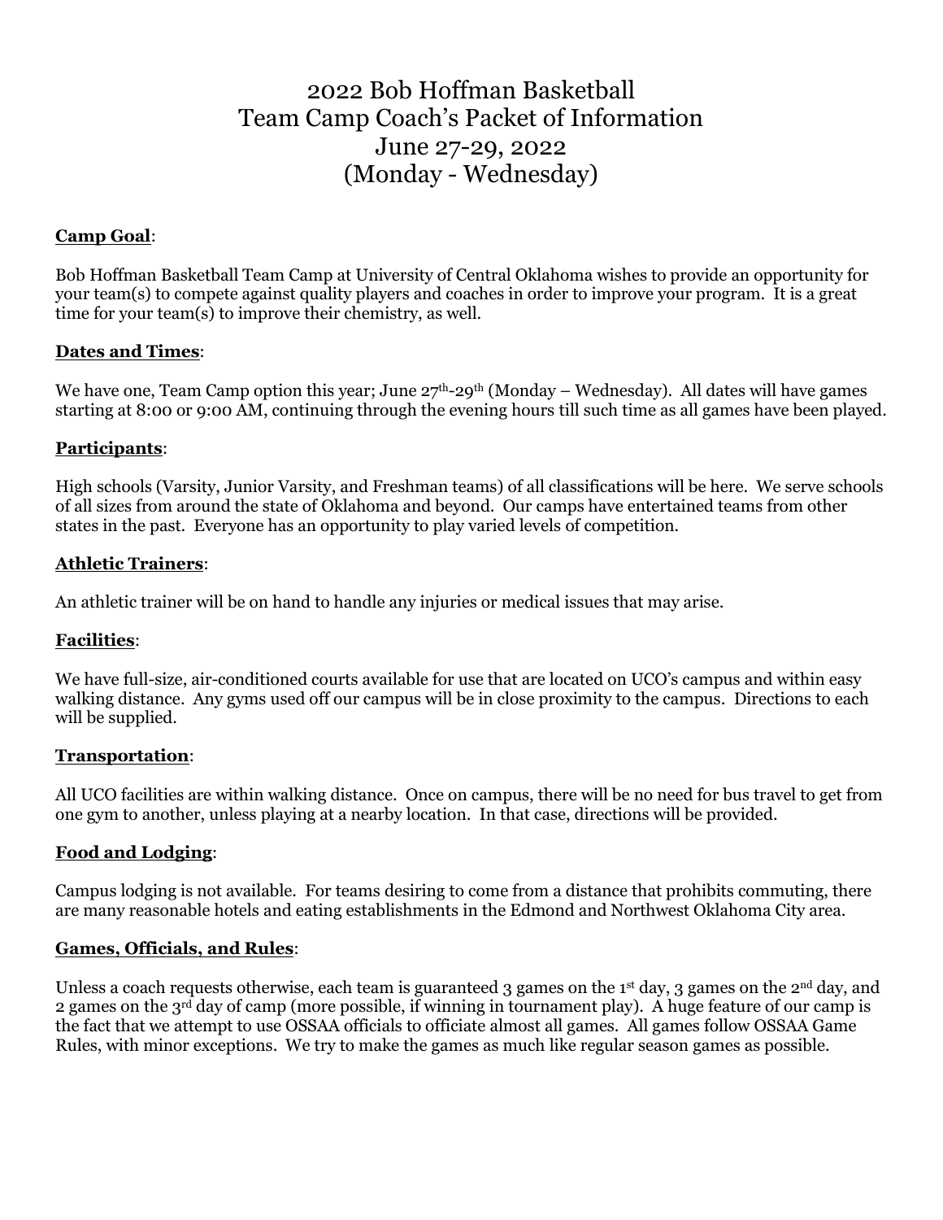# 2022 Bob Hoffman Basketball Team Camp Coach's Packet of Information June 27-29, 2022 (Monday - Wednesday)

**Camp Goal**:

Bob Hoffman Basketball Team Camp at University of Central Oklahoma wishes to provide an opportunity for your team(s) to compete against quality players and coaches in order to improve your program. It is a great time for your team(s) to improve their chemistry, as well.

**Dates and Times**:

We have one, Team Camp option this year; June 27th-29th (Monday – Wednesday). All dates will have games starting at 8:00 or 9:00 AM, continuing through the evening hours till such time as all games have been played.

**Participants**:

High schools (Varsity, Junior Varsity, and Freshman teams) of all classifications will be here. We serve schools of all sizes from around the state of Oklahoma and beyond. Our camps have entertained teams from other states in the past. Everyone has an opportunity to play varied levels of competition.

**Athletic Trainers**:

An athletic trainer will be on hand to handle any injuries or medical issues that may arise.

**Facilities**:

We have full-size, air-conditioned courts available for use that are located on UCO's campus and within easy walking distance. Any gyms used off our campus will be in close proximity to the campus. Directions to each will be supplied.

**Transportation**:

All UCO facilities are within walking distance. Once on campus, there will be no need for bus travel to get from one gym to another, unless playing at a nearby location. In that case, directions will be provided.

**Food and Lodging**:

Campus lodging is not available. For teams desiring to come from a distance that prohibits commuting, there are many reasonable hotels and eating establishments in the Edmond and Northwest Oklahoma City area.

**Games, Officials, and Rules**:

Unless a coach requests otherwise, each team is guaranteed 3 games on the 1st day, 3 games on the 2nd day, and 2 games on the 3rd day of camp (more possible, if winning in tournament play). A huge feature of our camp is the fact that we attempt to use OSSAA officials to officiate almost all games. All games follow OSSAA Game Rules, with minor exceptions. We try to make the games as much like regular season games as possible.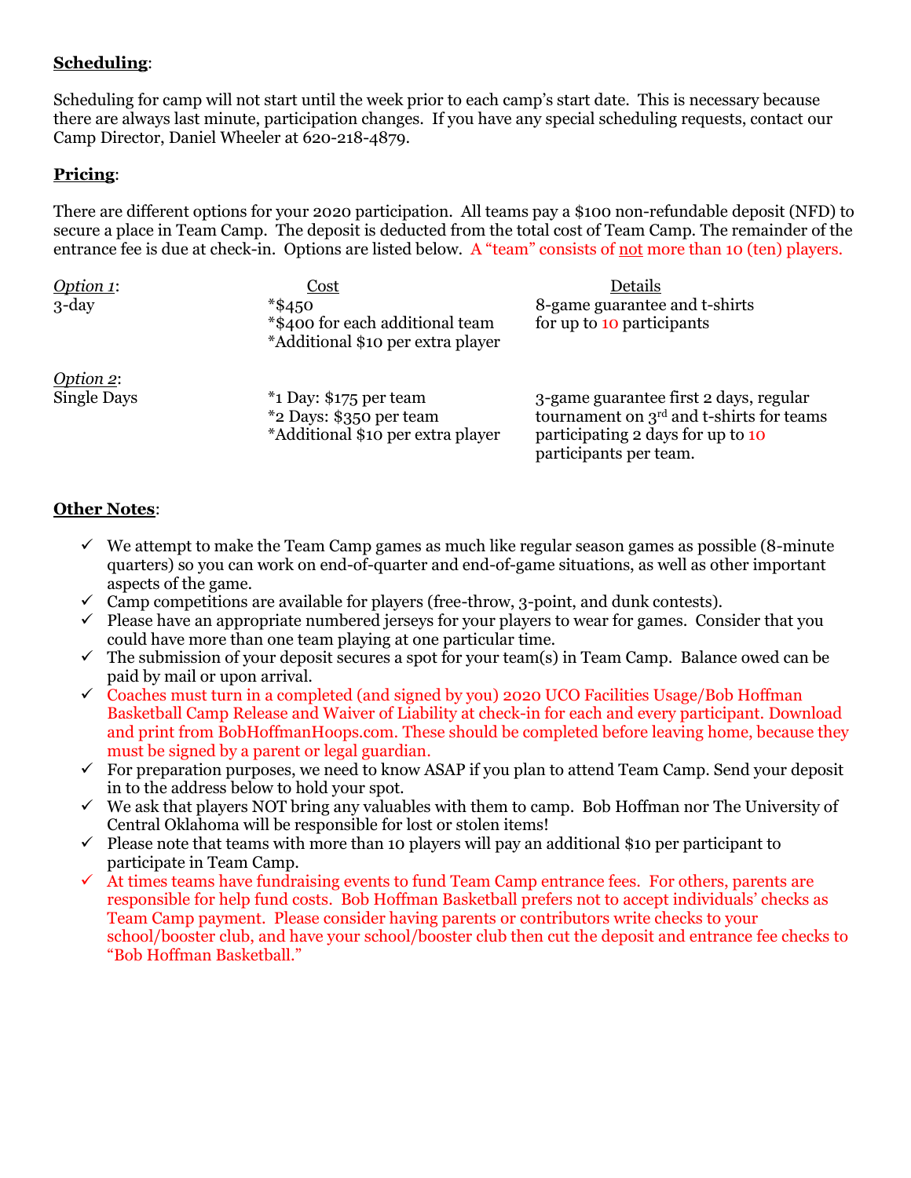**Scheduling**:

Scheduling for camp will not start until the week prior to each camp's start date. This is necessary because there are always last minute, participation changes. If you have any special scheduling requests, contact our Camp Director, Daniel Wheeler at 620-218-4879.

**Pricing**:

There are different options for your 2020 participation. All teams pay a $100 non-refundable deposit (NFD) to secure a place in Team Camp. The deposit is deducted from the total cost of Team Camp. The remainder of the entrance fee is due at check-in. Options are listed below. A "team" consists of not more than 10 (ten) players.

| *Option 1*: | Cost | Details |
| --- | --- | --- |
| 3-day | *$450<br>*$400 for each additional team<br>*Additional $10 per extra player | 8-game guarantee and t-shirts for up to 10 participants |
| *Option 2*: | | |
| Single Days | *1 Day: $175 per team<br>*2 Days: $350 per team<br>*Additional $10 per extra player | 3-game guarantee first 2 days, regular tournament on 3rd and t-shirts for teams participating 2 days for up to 10 participants per team. |

**Other Notes**:

- ✓ We attempt to make the Team Camp games as much like regular season games as possible (8-minute quarters) so you can work on end-of-quarter and end-of-game situations, as well as other important aspects of the game.
- ✓ Camp competitions are available for players (free-throw, 3-point, and dunk contests).
- ✓ Please have an appropriate numbered jerseys for your players to wear for games. Consider that you could have more than one team playing at one particular time.
- ✓ The submission of your deposit secures a spot for your team(s) in Team Camp. Balance owed can be paid by mail or upon arrival.
- ✓ Coaches must turn in a completed (and signed by you) 2020 UCO Facilities Usage/Bob Hoffman Basketball Camp Release and Waiver of Liability at check-in for each and every participant. Download and print from BobHoffmanHoops.com. These should be completed before leaving home, because they must be signed by a parent or legal guardian.
- ✓ For preparation purposes, we need to know ASAP if you plan to attend Team Camp. Send your deposit in to the address below to hold your spot.
- ✓ We ask that players NOT bring any valuables with them to camp. Bob Hoffman nor The University of Central Oklahoma will be responsible for lost or stolen items!
- ✓ Please note that teams with more than 10 players will pay an additional $10 per participant to participate in Team Camp.
- ✓ At times teams have fundraising events to fund Team Camp entrance fees. For others, parents are responsible for help fund costs. Bob Hoffman Basketball prefers not to accept individuals' checks as Team Camp payment. Please consider having parents or contributors write checks to your school/booster club, and have your school/booster club then cut the deposit and entrance fee checks to "Bob Hoffman Basketball."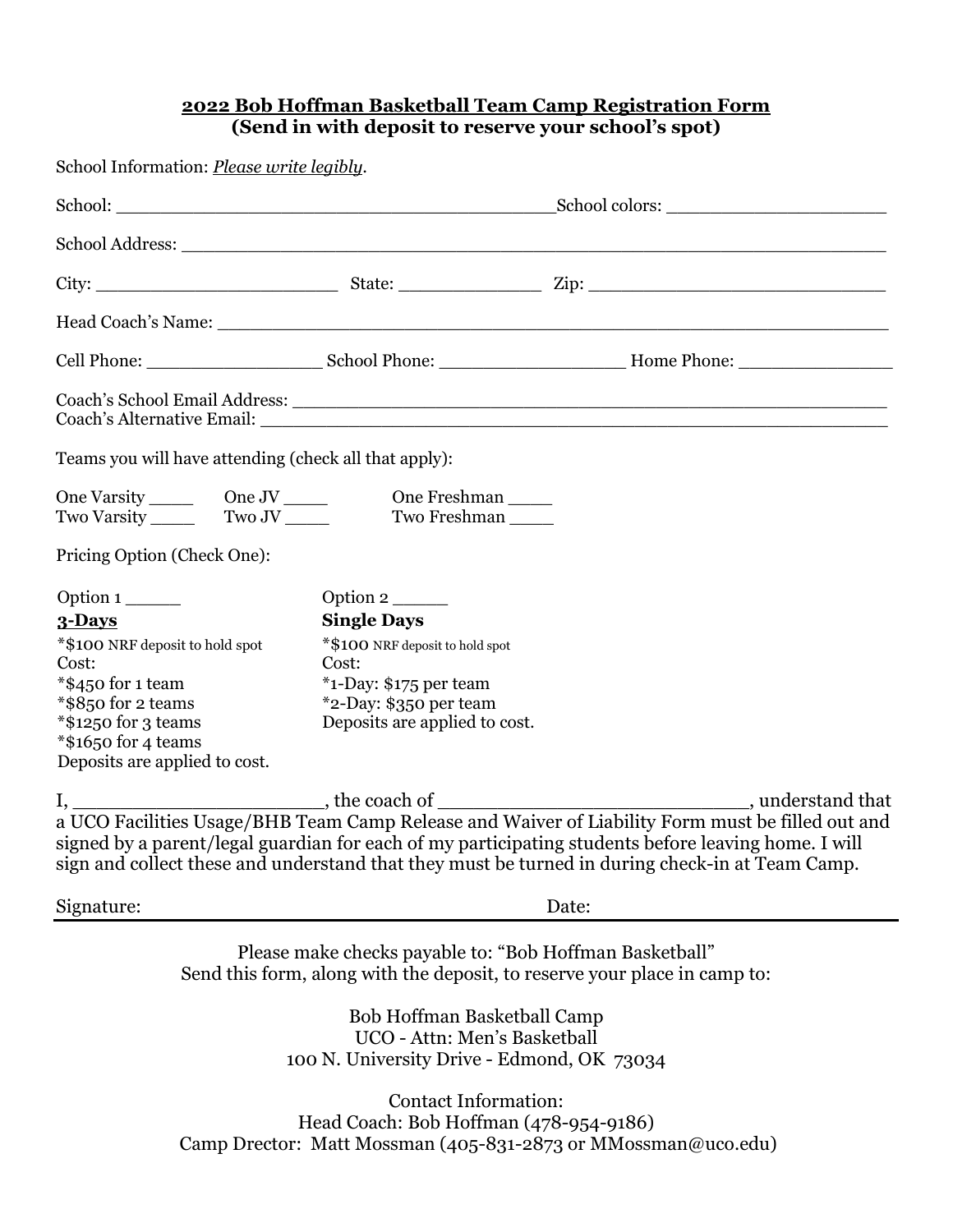## 2022 Bob Hoffman Basketball Team Camp Registration Form
## (Send in with deposit to reserve your school's spot)

School Information: *Please write legibly*.

School: ________________________________________School colors: ____________________

School Address: _________________________________________________________________

City: ______________________ State: _____________ Zip: ___________________________

Head Coach's Name: _____________________________________________________________

Cell Phone: ________________ School Phone: ________________ Home Phone: ______________

Coach's School Email Address: ______________________________________________________
Coach's Alternative Email: _________________________________________________________

Teams you will have attending (check all that apply):

One Varsity ____ One JV ____ One Freshman ____
Two Varsity ____ Two JV ____ Two Freshman ____

Pricing Option (Check One):

Option 1 _____

**3-Days**

*$100 NRF deposit to hold spot
Cost:
*$450 for 1 team
*$850 for 2 teams
*$1250 for 3 teams
*$1650 for 4 teams
Deposits are applied to cost.

Option 2 _____

**Single Days**

*$100 NRF deposit to hold spot
Cost:
*1-Day: $175 per team
*2-Day: $350 per team
Deposits are applied to cost.

I, _____________________, the coach of __________________________, understand that a UCO Facilities Usage/BHB Team Camp Release and Waiver of Liability Form must be filled out and signed by a parent/legal guardian for each of my participating students before leaving home. I will sign and collect these and understand that they must be turned in during check-in at Team Camp.

Signature: Date:

Please make checks payable to: "Bob Hoffman Basketball"
Send this form, along with the deposit, to reserve your place in camp to:

Bob Hoffman Basketball Camp
UCO - Attn: Men's Basketball
100 N. University Drive - Edmond, OK 73034

Contact Information:
Head Coach: Bob Hoffman (478-954-9186)
Camp Director: Matt Mossman (405-831-2873 or MMossman@uco.edu)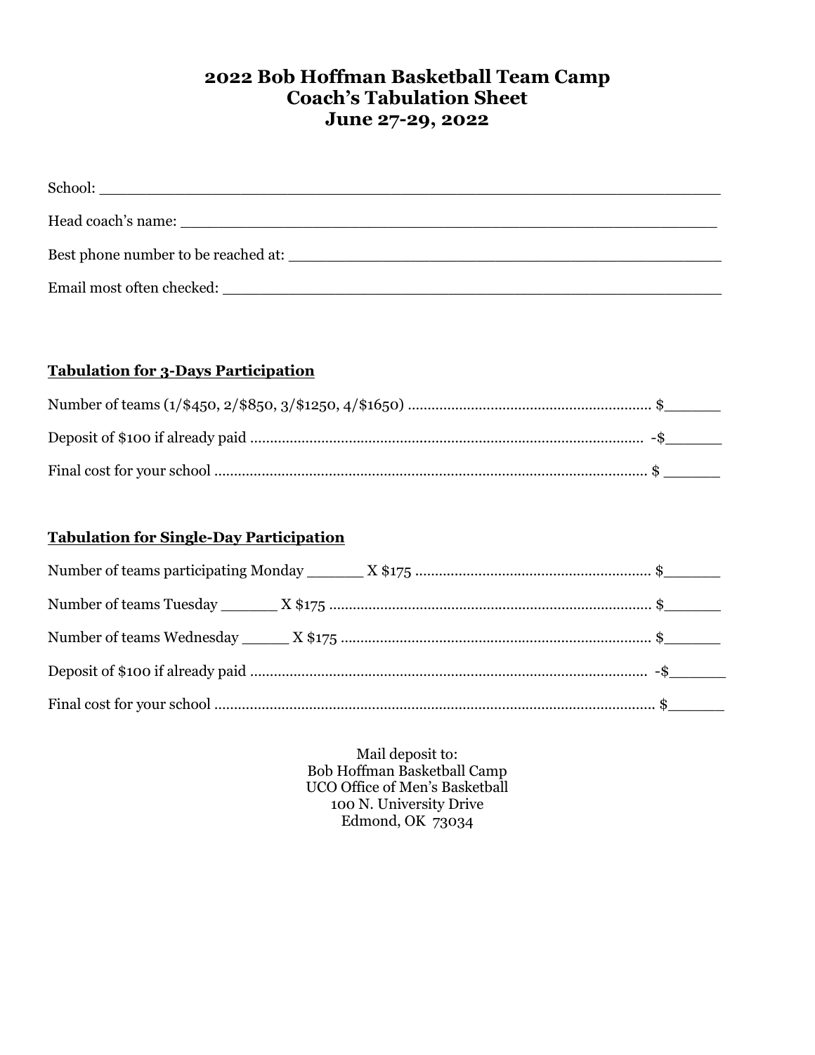# 2022 Bob Hoffman Basketball Team Camp
# Coach's Tabulation Sheet
# June 27-29, 2022

School: ________________________________________________________________

Head coach's name: ______________________________________________________

Best phone number to be reached at: _____________________________________________

Email most often checked: _________________________________________________

**Tabulation for 3-Days Participation**

Number of teams (1/$450, 2/$850, 3/$1250, 4/$1650) ............................................................ $______

Deposit of $100 if already paid ................................................................................................. -$______

Final cost for your school ............................................................................................................ $ ______

**Tabulation for Single-Day Participation**

Number of teams participating Monday ______ X $175 ........................................................... $______

Number of teams Tuesday ______ X $175 ................................................................................ $______

Number of teams Wednesday _____ X $175 ............................................................................ $______

Deposit of $100 if already paid .................................................................................................. -$______

Final cost for your school ............................................................................................................... $______

Mail deposit to:
Bob Hoffman Basketball Camp
UCO Office of Men's Basketball
100 N. University Drive
Edmond, OK 73034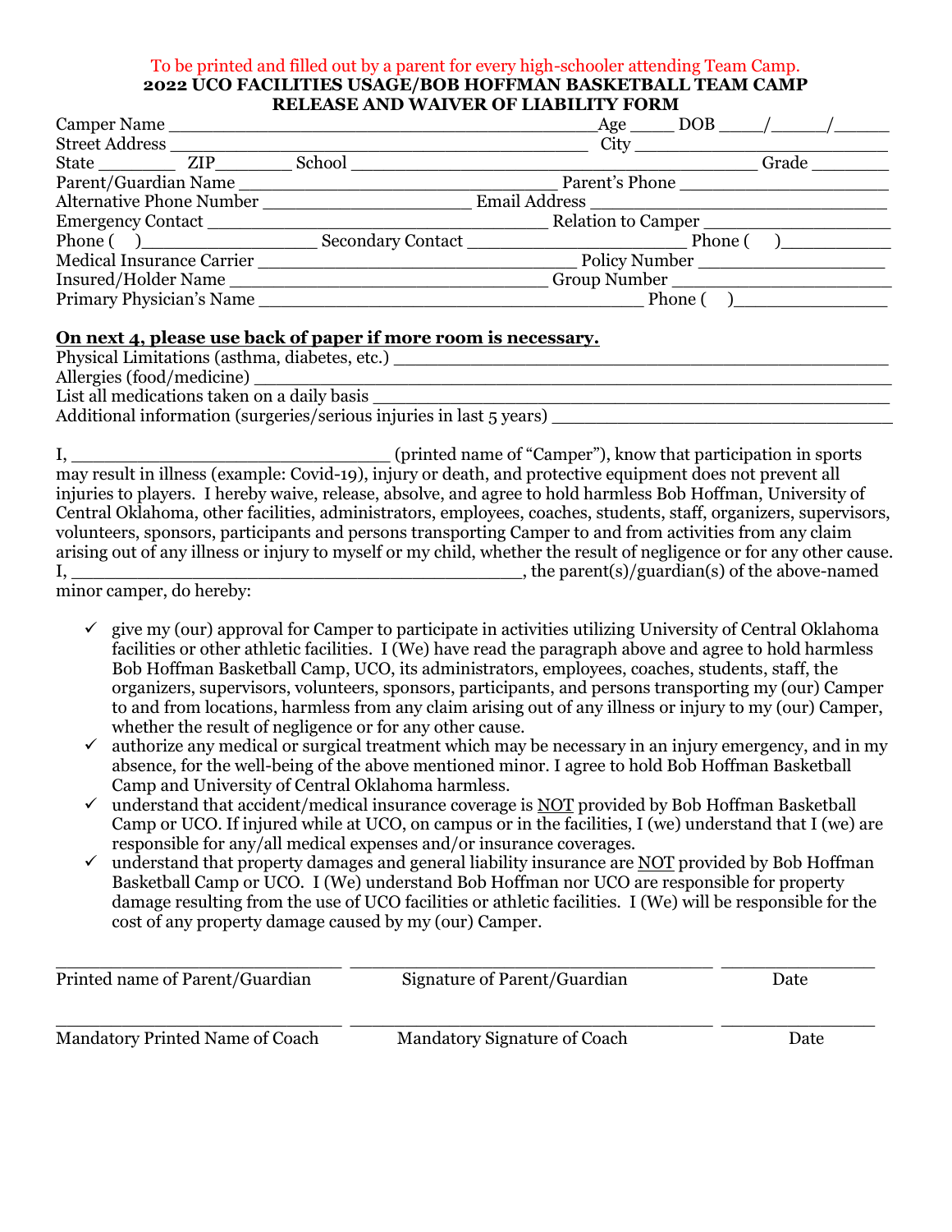To be printed and filled out by a parent for every high-schooler attending Team Camp.

**2022 UCO FACILITIES USAGE/BOB HOFFMAN BASKETBALL TEAM CAMP**
**RELEASE AND WAIVER OF LIABILITY FORM**

Camper Name ________________________________________ Age ____ DOB ____/_____/______
Street Address ________________________________________ City ________________________
State _______ ZIP_______ School ________________________________________ Grade _______
Parent/Guardian Name ______________________________ Parent's Phone ____________________
Alternative Phone Number ___________________ Email Address _____________________________
Emergency Contact _______________________________ Relation to Camper __________________
Phone ( )________________ Secondary Contact _____________________ Phone ( )___________
Medical Insurance Carrier _____________________________ Policy Number __________________
Insured/Holder Name ______________________________ Group Number _____________________
Primary Physician's Name ____________________________________ Phone ( )_______________

**On next 4, please use back of paper if more room is necessary.**

Physical Limitations (asthma, diabetes, etc.) ______________________________________________
Allergies (food/medicine) ______________________________________________________________
List all medications taken on a daily basis _________________________________________________
Additional information (surgeries/serious injuries in last 5 years) ________________________________

I, _____________________________ (printed name of "Camper"), know that participation in sports may result in illness (example: Covid-19), injury or death, and protective equipment does not prevent all injuries to players. I hereby waive, release, absolve, and agree to hold harmless Bob Hoffman, University of Central Oklahoma, other facilities, administrators, employees, coaches, students, staff, organizers, supervisors, volunteers, sponsors, participants and persons transporting Camper to and from activities from any claim arising out of any illness or injury to myself or my child, whether the result of negligence or for any other cause.
I, __________________________________________, the parent(s)/guardian(s) of the above-named minor camper, do hereby:

- ✓ give my (our) approval for Camper to participate in activities utilizing University of Central Oklahoma facilities or other athletic facilities. I (We) have read the paragraph above and agree to hold harmless Bob Hoffman Basketball Camp, UCO, its administrators, employees, coaches, students, staff, the organizers, supervisors, volunteers, sponsors, participants, and persons transporting my (our) Camper to and from locations, harmless from any claim arising out of any illness or injury to my (our) Camper, whether the result of negligence or for any other cause.
- ✓ authorize any medical or surgical treatment which may be necessary in an injury emergency, and in my absence, for the well-being of the above mentioned minor. I agree to hold Bob Hoffman Basketball Camp and University of Central Oklahoma harmless.
- ✓ understand that accident/medical insurance coverage is <u>NOT</u> provided by Bob Hoffman Basketball Camp or UCO. If injured while at UCO, on campus or in the facilities, I (we) understand that I (we) are responsible for any/all medical expenses and/or insurance coverages.
- ✓ understand that property damages and general liability insurance are <u>NOT</u> provided by Bob Hoffman Basketball Camp or UCO. I (We) understand Bob Hoffman nor UCO are responsible for property damage resulting from the use of UCO facilities or athletic facilities. I (We) will be responsible for the cost of any property damage caused by my (our) Camper.

_____________________________ _________________________________ _______________
Printed name of Parent/Guardian Signature of Parent/Guardian Date

_____________________________ _________________________________ _______________
Mandatory Printed Name of Coach Mandatory Signature of Coach Date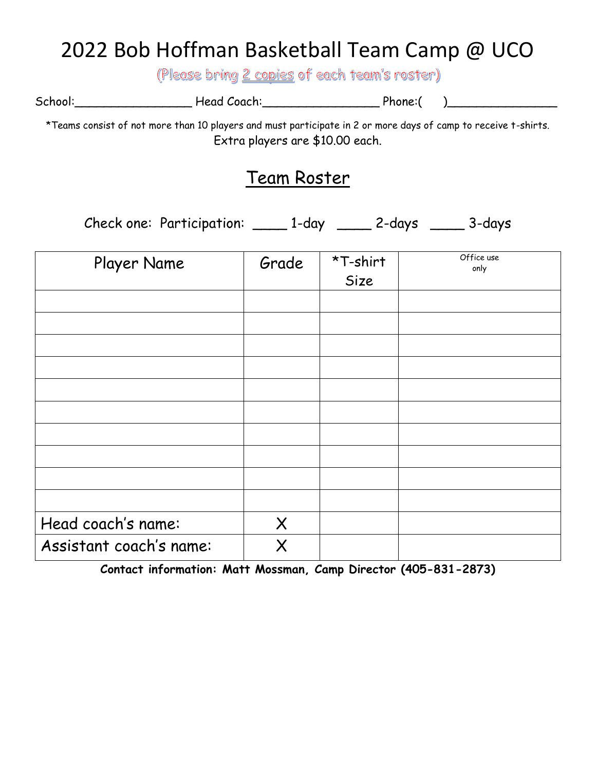# 2022 Bob Hoffman Basketball Team Camp @ UCO

(Please bring 2 copies of each team's roster)

School:________________ Head Coach:________________ Phone:(     )_______________

*Teams consist of not more than 10 players and must participate in 2 or more days of camp to receive t-shirts.
Extra players are $10.00 each.

## Team Roster

Check one: Participation: ____ 1-day ____ 2-days ____ 3-days

| Player Name | Grade | *T-shirt Size | Office use only |
|---|---|---|---|
| | | | |
| | | | |
| | | | |
| | | | |
| | | | |
| | | | |
| | | | |
| | | | |
| | | | |
| | | | |
| Head coach's name: | X | | |
| Assistant coach's name: | X | | |

**Contact information: Matt Mossman, Camp Director (405-831-2873)**